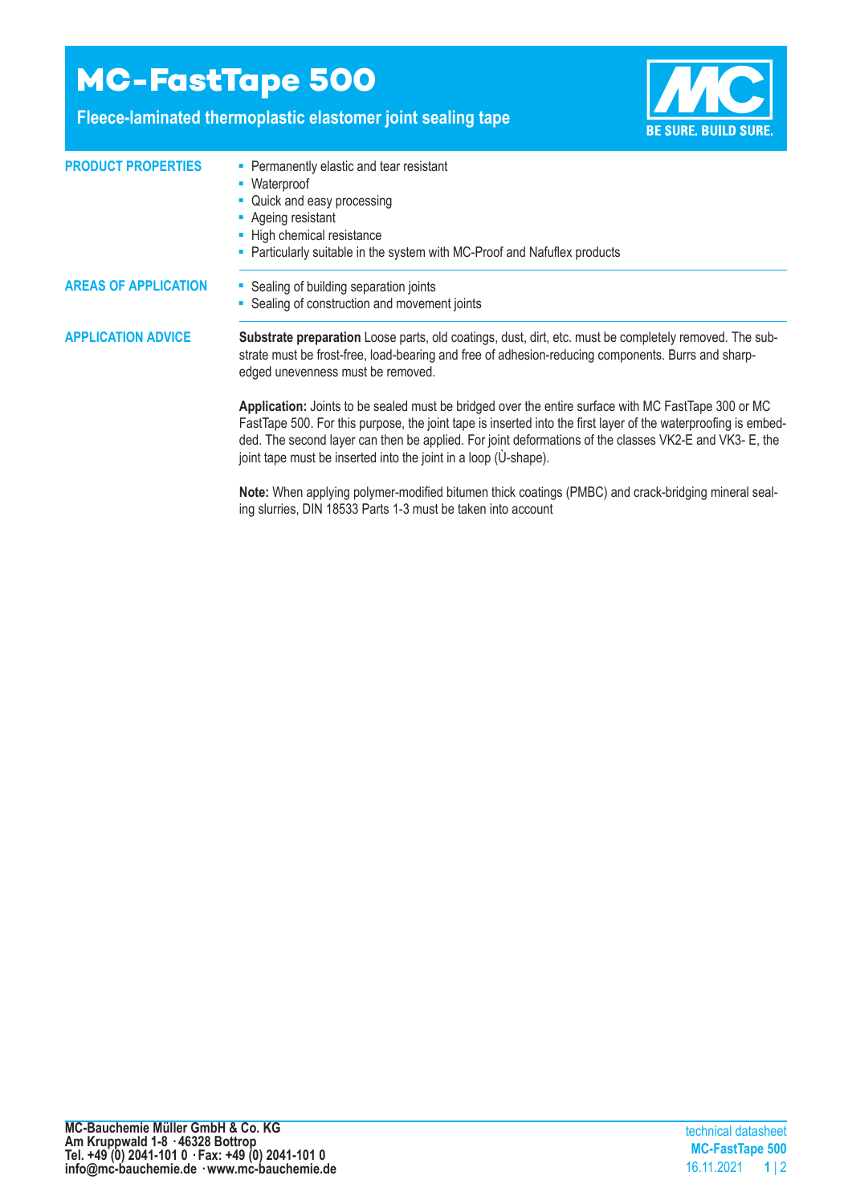# MC-FastTape 500

**Fleece-laminated thermoplastic elastomer joint sealing tape**

BE SURE. BUILD SURE.

## PRODUCT PROPERTIES

- Permanently elastic and tear resistant
- Waterproof
- Quick and easy processing
- Ageing resistant
- High chemical resistance
- Particularly suitable in the system with MC-Proof and Nafuflex products

## AREAS OF APPLICATION

- Sealing of building separation joints
- Sealing of construction and movement joints

## APPLICATION ADVICE

**Substrate preparation** Loose parts, old coatings, dust, dirt, etc. must be completely removed. The substrate must be frost-free, load-bearing and free of adhesion-reducing components. Burrs and sharp-edged unevenness must be removed.

**Application:** Joints to be sealed must be bridged over the entire surface with MC FastTape 300 or MC FastTape 500. For this purpose, the joint tape is inserted into the first layer of the waterproofing is embedded. The second layer can then be applied. For joint deformations of the classes VK2-E and VK3- E, the joint tape must be inserted into the joint in a loop (Ù-shape).

**Note:** When applying polymer-modified bitumen thick coatings (PMBC) and crack-bridging mineral sealing slurries, DIN 18533 Parts 1-3 must be taken into account

**MC-Bauchemie Müller GmbH & Co. KG**
**Am Kruppwald 1-8 · 46328 Bottrop**
**Tel. +49 (0) 2041-101 0 · Fax: +49 (0) 2041-101 0**
**info@mc-bauchemie.de · www.mc-bauchemie.de**

technical datasheet
**MC-FastTape 500**
16.11.2021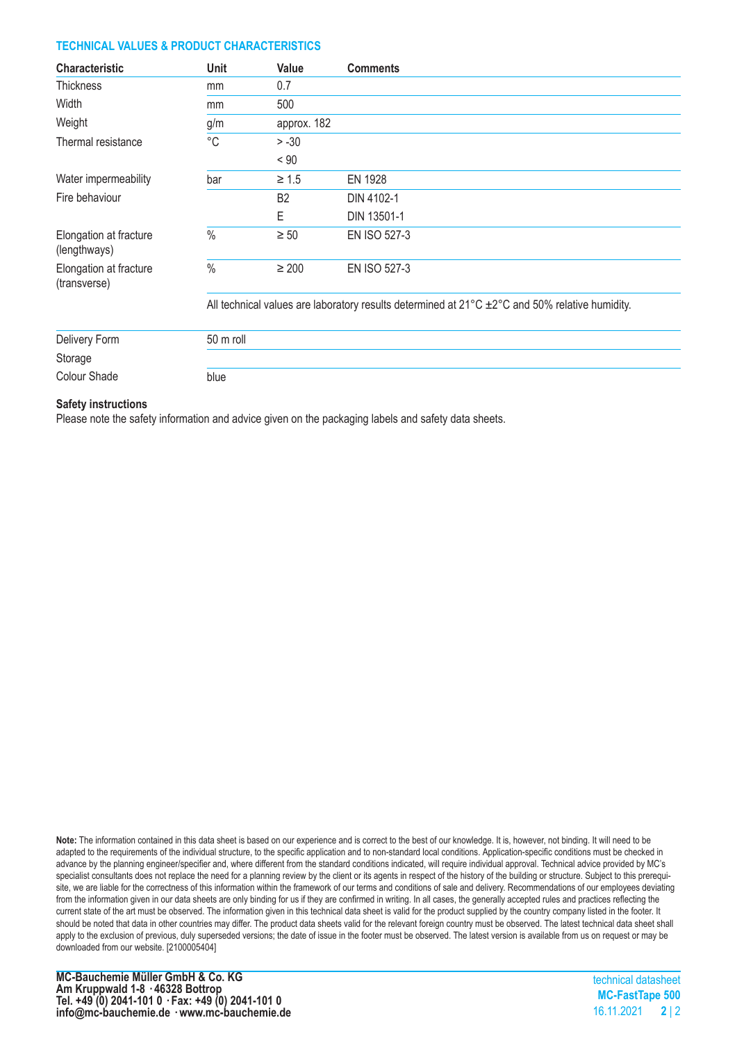### TECHNICAL VALUES & PRODUCT CHARACTERISTICS

| Characteristic | Unit | Value | Comments |
|---|---|---|---|
| Thickness | mm | 0.7 | |
| Width | mm | 500 | |
| Weight | g/m | approx. 182 | |
| Thermal resistance | °C | > -30 | |
| | | < 90 | |
| Water impermeability | bar | ≥ 1.5 | EN 1928 |
| Fire behaviour | | B2 | DIN 4102-1 |
| | | E | DIN 13501-1 |
| Elongation at fracture (lengthways) | % | ≥ 50 | EN ISO 527-3 |
| Elongation at fracture (transverse) | % | ≥ 200 | EN ISO 527-3 |
| | All technical values are laboratory results determined at 21°C ±2°C and 50% relative humidity. | | |

| | |
|---|---|
| Delivery Form | 50 m roll |
| Storage | |
| Colour Shade | blue |

**Safety instructions**

Please note the safety information and advice given on the packaging labels and safety data sheets.

**Note:** The information contained in this data sheet is based on our experience and is correct to the best of our knowledge. It is, however, not binding. It will need to be adapted to the requirements of the individual structure, to the specific application and to non-standard local conditions. Application-specific conditions must be checked in advance by the planning engineer/specifier and, where different from the standard conditions indicated, will require individual approval. Technical advice provided by MC's specialist consultants does not replace the need for a planning review by the client or its agents in respect of the history of the building or structure. Subject to this prerequisite, we are liable for the correctness of this information within the framework of our terms and conditions of sale and delivery. Recommendations of our employees deviating from the information given in our data sheets are only binding for us if they are confirmed in writing. In all cases, the generally accepted rules and practices reflecting the current state of the art must be observed. The information given in this technical data sheet is valid for the product supplied by the country company listed in the footer. It should be noted that data in other countries may differ. The product data sheets valid for the relevant foreign country must be observed. The latest technical data sheet shall apply to the exclusion of previous, duly superseded versions; the date of issue in the footer must be observed. The latest version is available from us on request or may be downloaded from our website. [2100005404]

**MC-Bauchemie Müller GmbH & Co. KG**
**Am Kruppwald 1-8 · 46328 Bottrop**
**Tel. +49 (0) 2041-101 0 · Fax: +49 (0) 2041-101 0**
**info@mc-bauchemie.de · www.mc-bauchemie.de**

technical datasheet
**MC-FastTape 500**
16.11.2021